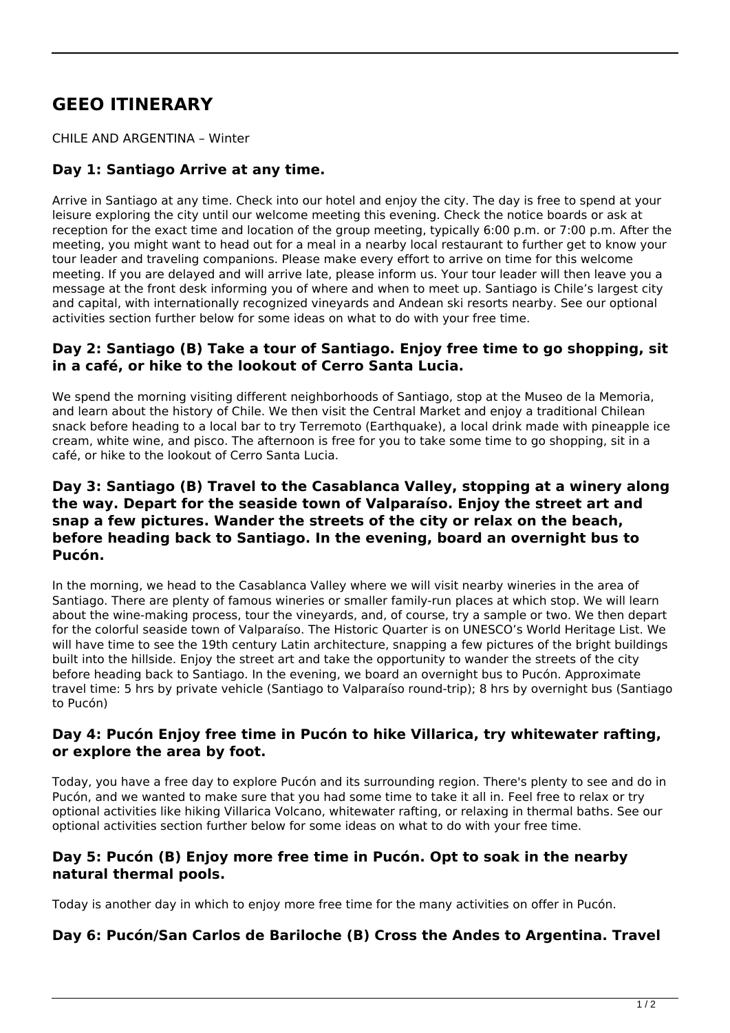# GEEO ITINERARY

CHILE AND ARGENTINA – Winter

### Day 1: Santiago Arrive at any time.

Arrive in Santiago at any time. Check into our hotel and enjoy the city. The day is free to spend at your leisure exploring the city until our welcome meeting this evening. Check the notice boards or ask at reception for the exact time and location of the group meeting, typically 6:00 p.m. or 7:00 p.m. After the meeting, you might want to head out for a meal in a nearby local restaurant to further get to know your tour leader and traveling companions. Please make every effort to arrive on time for this welcome meeting. If you are delayed and will arrive late, please inform us. Your tour leader will then leave you a message at the front desk informing you of where and when to meet up. Santiago is Chile's largest city and capital, with internationally recognized vineyards and Andean ski resorts nearby. See our optional activities section further below for some ideas on what to do with your free time.

### Day 2: Santiago (B) Take a tour of Santiago. Enjoy free time to go shopping, sit in a café, or hike to the lookout of Cerro Santa Lucia.

We spend the morning visiting different neighborhoods of Santiago, stop at the Museo de la Memoria, and learn about the history of Chile. We then visit the Central Market and enjoy a traditional Chilean snack before heading to a local bar to try Terremoto (Earthquake), a local drink made with pineapple ice cream, white wine, and pisco. The afternoon is free for you to take some time to go shopping, sit in a café, or hike to the lookout of Cerro Santa Lucia.

### Day 3: Santiago (B) Travel to the Casablanca Valley, stopping at a winery along the way. Depart for the seaside town of Valparaíso. Enjoy the street art and snap a few pictures. Wander the streets of the city or relax on the beach, before heading back to Santiago. In the evening, board an overnight bus to Pucón.

In the morning, we head to the Casablanca Valley where we will visit nearby wineries in the area of Santiago. There are plenty of famous wineries or smaller family-run places at which stop. We will learn about the wine-making process, tour the vineyards, and, of course, try a sample or two. We then depart for the colorful seaside town of Valparaíso. The Historic Quarter is on UNESCO's World Heritage List. We will have time to see the 19th century Latin architecture, snapping a few pictures of the bright buildings built into the hillside. Enjoy the street art and take the opportunity to wander the streets of the city before heading back to Santiago. In the evening, we board an overnight bus to Pucón. Approximate travel time: 5 hrs by private vehicle (Santiago to Valparaíso round-trip); 8 hrs by overnight bus (Santiago to Pucón)

### Day 4: Pucón Enjoy free time in Pucón to hike Villarica, try whitewater rafting, or explore the area by foot.

Today, you have a free day to explore Pucón and its surrounding region. There's plenty to see and do in Pucón, and we wanted to make sure that you had some time to take it all in. Feel free to relax or try optional activities like hiking Villarica Volcano, whitewater rafting, or relaxing in thermal baths. See our optional activities section further below for some ideas on what to do with your free time.

### Day 5: Pucón (B) Enjoy more free time in Pucón. Opt to soak in the nearby natural thermal pools.

Today is another day in which to enjoy more free time for the many activities on offer in Pucón.

### Day 6: Pucón/San Carlos de Bariloche (B) Cross the Andes to Argentina. Travel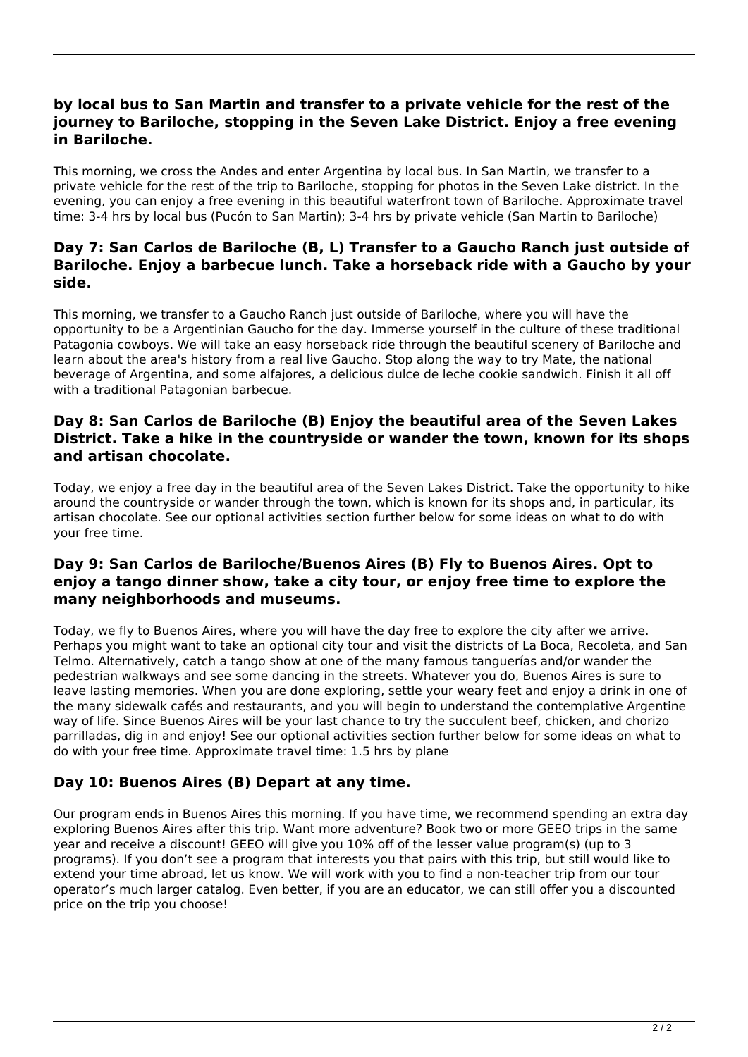### by local bus to San Martin and transfer to a private vehicle for the rest of the journey to Bariloche, stopping in the Seven Lake District. Enjoy a free evening in Bariloche.

This morning, we cross the Andes and enter Argentina by local bus. In San Martin, we transfer to a private vehicle for the rest of the trip to Bariloche, stopping for photos in the Seven Lake district. In the evening, you can enjoy a free evening in this beautiful waterfront town of Bariloche. Approximate travel time: 3-4 hrs by local bus (Pucón to San Martin); 3-4 hrs by private vehicle (San Martin to Bariloche)

### Day 7: San Carlos de Bariloche (B, L) Transfer to a Gaucho Ranch just outside of Bariloche. Enjoy a barbecue lunch. Take a horseback ride with a Gaucho by your side.

This morning, we transfer to a Gaucho Ranch just outside of Bariloche, where you will have the opportunity to be a Argentinian Gaucho for the day. Immerse yourself in the culture of these traditional Patagonia cowboys. We will take an easy horseback ride through the beautiful scenery of Bariloche and learn about the area's history from a real live Gaucho. Stop along the way to try Mate, the national beverage of Argentina, and some alfajores, a delicious dulce de leche cookie sandwich. Finish it all off with a traditional Patagonian barbecue.

### Day 8: San Carlos de Bariloche (B) Enjoy the beautiful area of the Seven Lakes District. Take a hike in the countryside or wander the town, known for its shops and artisan chocolate.

Today, we enjoy a free day in the beautiful area of the Seven Lakes District. Take the opportunity to hike around the countryside or wander through the town, which is known for its shops and, in particular, its artisan chocolate. See our optional activities section further below for some ideas on what to do with your free time.

### Day 9: San Carlos de Bariloche/Buenos Aires (B) Fly to Buenos Aires. Opt to enjoy a tango dinner show, take a city tour, or enjoy free time to explore the many neighborhoods and museums.

Today, we fly to Buenos Aires, where you will have the day free to explore the city after we arrive. Perhaps you might want to take an optional city tour and visit the districts of La Boca, Recoleta, and San Telmo. Alternatively, catch a tango show at one of the many famous tanguerías and/or wander the pedestrian walkways and see some dancing in the streets. Whatever you do, Buenos Aires is sure to leave lasting memories. When you are done exploring, settle your weary feet and enjoy a drink in one of the many sidewalk cafés and restaurants, and you will begin to understand the contemplative Argentine way of life. Since Buenos Aires will be your last chance to try the succulent beef, chicken, and chorizo parrilladas, dig in and enjoy! See our optional activities section further below for some ideas on what to do with your free time. Approximate travel time: 1.5 hrs by plane

### Day 10: Buenos Aires (B) Depart at any time.

Our program ends in Buenos Aires this morning. If you have time, we recommend spending an extra day exploring Buenos Aires after this trip. Want more adventure? Book two or more GEEO trips in the same year and receive a discount! GEEO will give you 10% off of the lesser value program(s) (up to 3 programs). If you don't see a program that interests you that pairs with this trip, but still would like to extend your time abroad, let us know. We will work with you to find a non-teacher trip from our tour operator's much larger catalog. Even better, if you are an educator, we can still offer you a discounted price on the trip you choose!